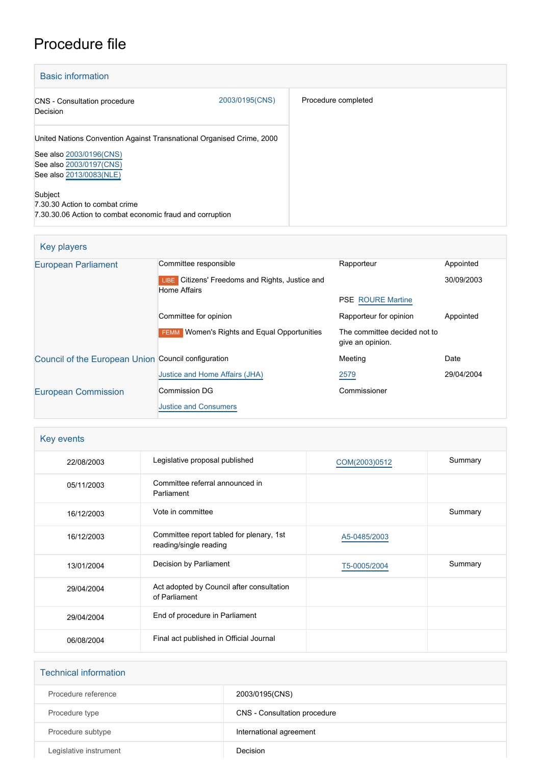# Procedure file

## Basic information

| | |
|---|---|
| CNS - Consultation procedure<br>Decision | 2003/0195(CNS) |
| Procedure completed | |

United Nations Convention Against Transnational Organised Crime, 2000

See also 2003/0196(CNS)
See also 2003/0197(CNS)
See also 2013/0083(NLE)

Subject
7.30.30 Action to combat crime
7.30.30.06 Action to combat economic fraud and corruption

## Key players

| | | | |
|---|---|---|---|
| European Parliament | Committee responsible | Rapporteur | Appointed |
| | LIBE Citizens' Freedoms and Rights, Justice and Home Affairs | PSE ROURE Martine | 30/09/2003 |
| | Committee for opinion | Rapporteur for opinion | Appointed |
| | FEMM Women's Rights and Equal Opportunities | The committee decided not to give an opinion. | |
| Council of the European Union | Council configuration | Meeting | Date |
| | Justice and Home Affairs (JHA) | 2579 | 29/04/2004 |
| European Commission | Commission DG | Commissioner | |
| | Justice and Consumers | | |

## Key events

| | | | |
|---|---|---|---|
| 22/08/2003 | Legislative proposal published | COM(2003)0512 | Summary |
| 05/11/2003 | Committee referral announced in Parliament | | |
| 16/12/2003 | Vote in committee | | Summary |
| 16/12/2003 | Committee report tabled for plenary, 1st reading/single reading | A5-0485/2003 | |
| 13/01/2004 | Decision by Parliament | T5-0005/2004 | Summary |
| 29/04/2004 | Act adopted by Council after consultation of Parliament | | |
| 29/04/2004 | End of procedure in Parliament | | |
| 06/08/2004 | Final act published in Official Journal | | |

## Technical information

| | |
|---|---|
| Procedure reference | 2003/0195(CNS) |
| Procedure type | CNS - Consultation procedure |
| Procedure subtype | International agreement |
| Legislative instrument | Decision |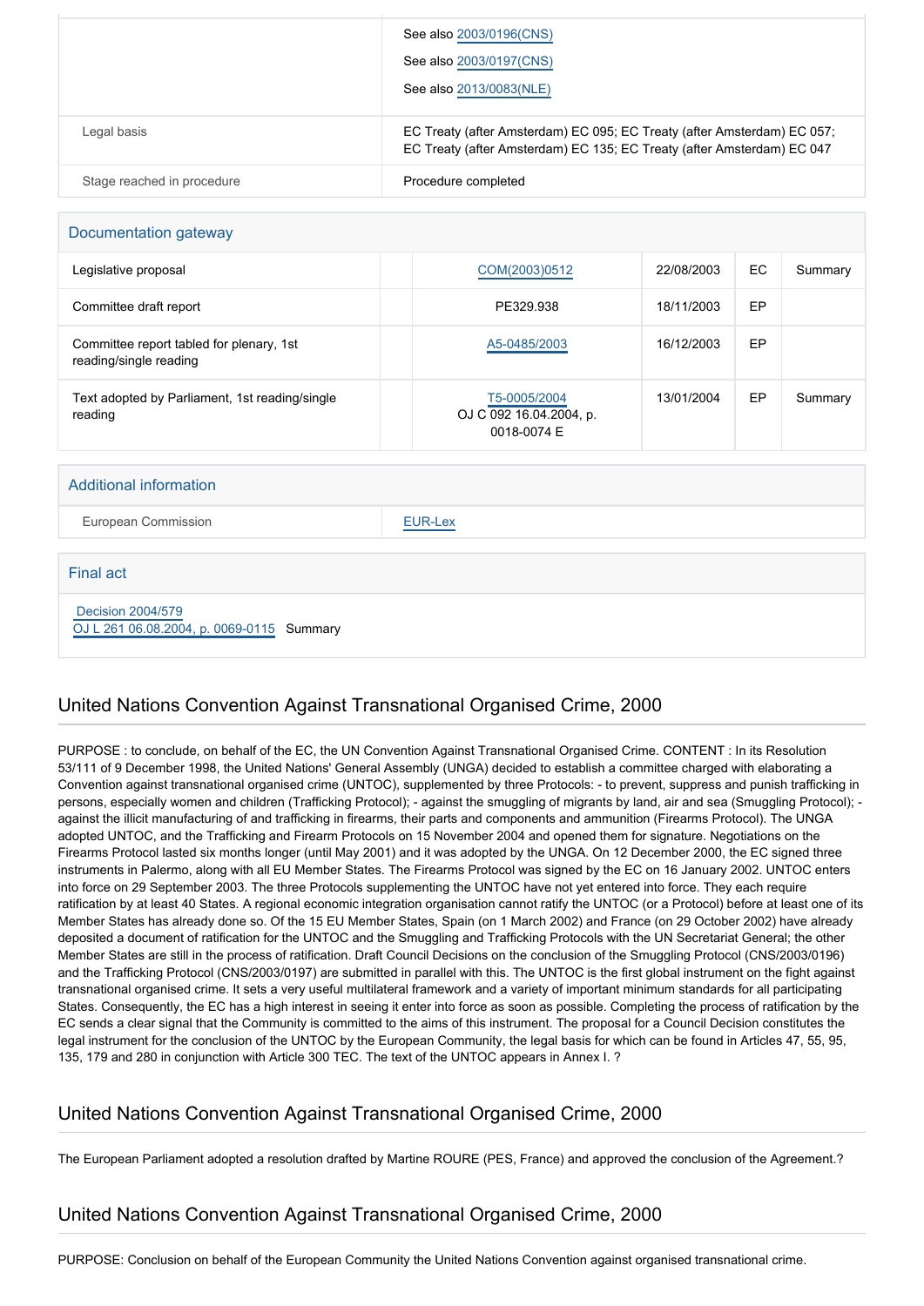|  | See also 2003/0196(CNS) |
| --- | --- |
|  | See also 2003/0197(CNS) |
|  | See also 2013/0083(NLE) |
| Legal basis | EC Treaty (after Amsterdam) EC 095; EC Treaty (after Amsterdam) EC 057; EC Treaty (after Amsterdam) EC 135; EC Treaty (after Amsterdam) EC 047 |
| Stage reached in procedure | Procedure completed |

## Documentation gateway

| | | | | | |
| --- | --- | --- | --- | --- | --- |
| Legislative proposal | | COM(2003)0512 | 22/08/2003 | EC | Summary |
| Committee draft report | | PE329.938 | 18/11/2003 | EP | |
| Committee report tabled for plenary, 1st reading/single reading | | A5-0485/2003 | 16/12/2003 | EP | |
| Text adopted by Parliament, 1st reading/single reading | | T5-0005/2004<br>OJ C 092 16.04.2004, p. 0018-0074 E | 13/01/2004 | EP | Summary |

## Additional information

| | |
| --- | --- |
| European Commission | EUR-Lex |

## Final act

Decision 2004/579
OJ L 261 06.08.2004, p. 0069-0115 Summary

## United Nations Convention Against Transnational Organised Crime, 2000

PURPOSE : to conclude, on behalf of the EC, the UN Convention Against Transnational Organised Crime. CONTENT : In its Resolution 53/111 of 9 December 1998, the United Nations' General Assembly (UNGA) decided to establish a committee charged with elaborating a Convention against transnational organised crime (UNTOC), supplemented by three Protocols: - to prevent, suppress and punish trafficking in persons, especially women and children (Trafficking Protocol); - against the smuggling of migrants by land, air and sea (Smuggling Protocol); - against the illicit manufacturing of and trafficking in firearms, their parts and components and ammunition (Firearms Protocol). The UNGA adopted UNTOC, and the Trafficking and Firearm Protocols on 15 November 2004 and opened them for signature. Negotiations on the Firearms Protocol lasted six months longer (until May 2001) and it was adopted by the UNGA. On 12 December 2000, the EC signed three instruments in Palermo, along with all EU Member States. The Firearms Protocol was signed by the EC on 16 January 2002. UNTOC enters into force on 29 September 2003. The three Protocols supplementing the UNTOC have not yet entered into force. They each require ratification by at least 40 States. A regional economic integration organisation cannot ratify the UNTOC (or a Protocol) before at least one of its Member States has already done so. Of the 15 EU Member States, Spain (on 1 March 2002) and France (on 29 October 2002) have already deposited a document of ratification for the UNTOC and the Smuggling and Trafficking Protocols with the UN Secretariat General; the other Member States are still in the process of ratification. Draft Council Decisions on the conclusion of the Smuggling Protocol (CNS/2003/0196) and the Trafficking Protocol (CNS/2003/0197) are submitted in parallel with this. The UNTOC is the first global instrument on the fight against transnational organised crime. It sets a very useful multilateral framework and a variety of important minimum standards for all participating States. Consequently, the EC has a high interest in seeing it enter into force as soon as possible. Completing the process of ratification by the EC sends a clear signal that the Community is committed to the aims of this instrument. The proposal for a Council Decision constitutes the legal instrument for the conclusion of the UNTOC by the European Community, the legal basis for which can be found in Articles 47, 55, 95, 135, 179 and 280 in conjunction with Article 300 TEC. The text of the UNTOC appears in Annex I. ?

## United Nations Convention Against Transnational Organised Crime, 2000

The European Parliament adopted a resolution drafted by Martine ROURE (PES, France) and approved the conclusion of the Agreement.?

## United Nations Convention Against Transnational Organised Crime, 2000

PURPOSE: Conclusion on behalf of the European Community the United Nations Convention against organised transnational crime.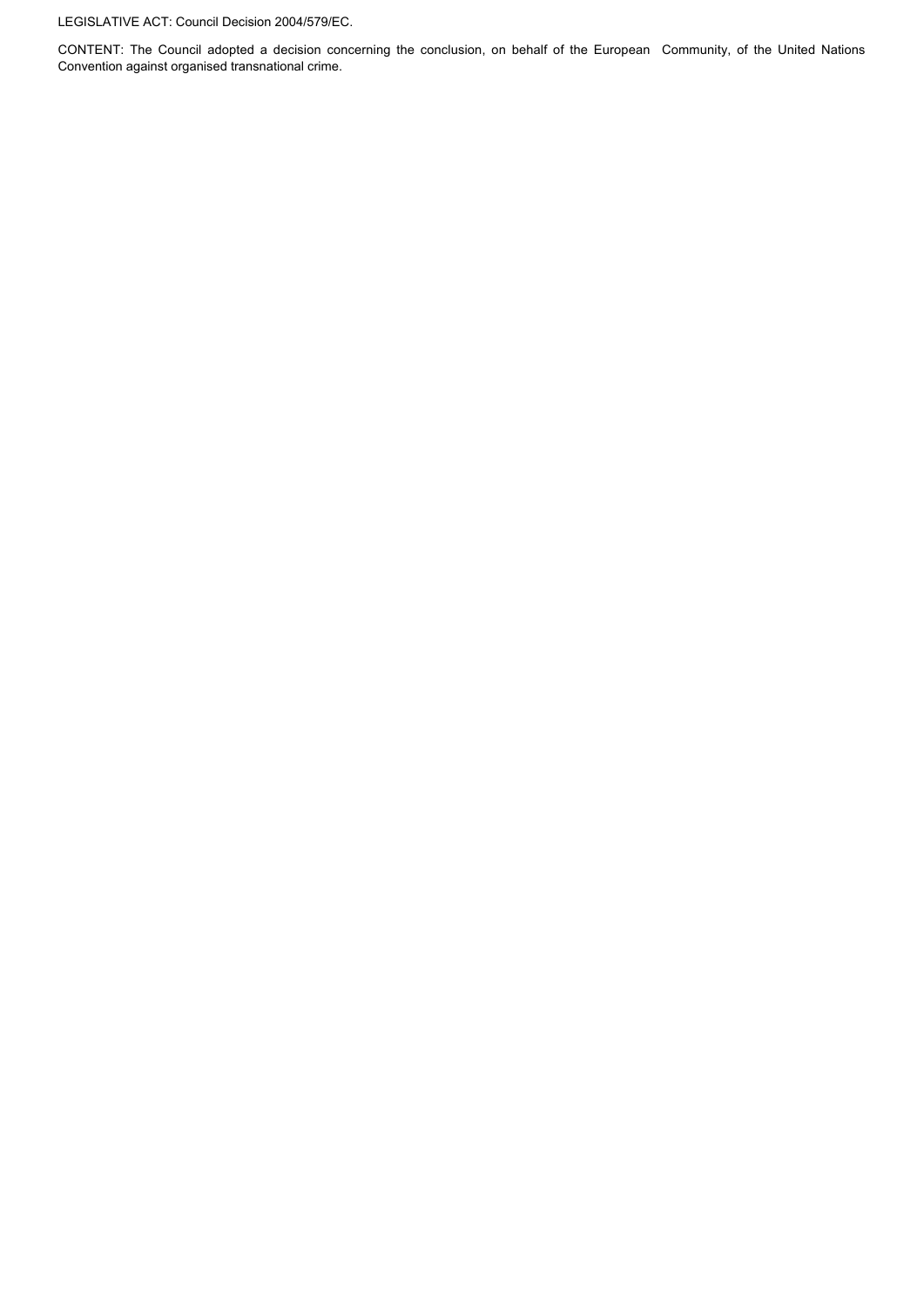LEGISLATIVE ACT: Council Decision 2004/579/EC.

CONTENT: The Council adopted a decision concerning the conclusion, on behalf of the European Community, of the United Nations Convention against organised transnational crime.